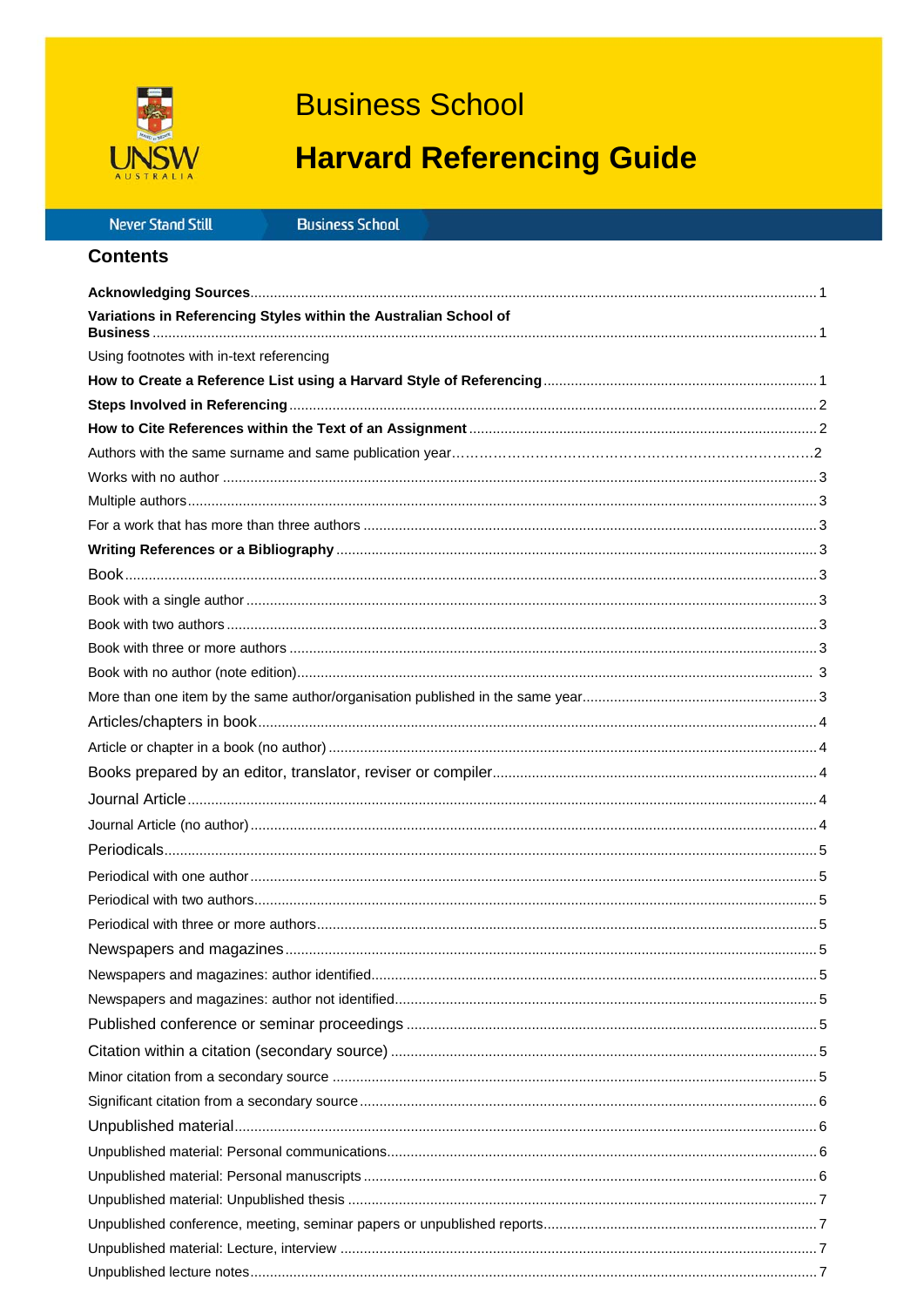# Business School

# Harvard Referencing Guide

Never Stand Still Business School

## Contents

**Acknowledging Sources** ... 1
**Variations in Referencing Styles within the Australian School of Business** ... 1
Using footnotes with in-text referencing
**How to Create a Reference List using a Harvard Style of Referencing** ... 1
**Steps Involved in Referencing** ... 2
**How to Cite References within the Text of an Assignment** ... 2
Authors with the same surname and same publication year ... 2
Works with no author ... 3
Multiple authors ... 3
For a work that has more than three authors ... 3
**Writing References or a Bibliography** ... 3
Book ... 3
Book with a single author ... 3
Book with two authors ... 3
Book with three or more authors ... 3
Book with no author (note edition) ... 3
More than one item by the same author/organisation published in the same year ... 3
Articles/chapters in book ... 4
Article or chapter in a book (no author) ... 4
Books prepared by an editor, translator, reviser or compiler ... 4
Journal Article ... 4
Journal Article (no author) ... 4
Periodicals ... 5
Periodical with one author ... 5
Periodical with two authors ... 5
Periodical with three or more authors ... 5
Newspapers and magazines ... 5
Newspapers and magazines: author identified ... 5
Newspapers and magazines: author not identified ... 5
Published conference or seminar proceedings ... 5
Citation within a citation (secondary source) ... 5
Minor citation from a secondary source ... 5
Significant citation from a secondary source ... 6
Unpublished material ... 6
Unpublished material: Personal communications ... 6
Unpublished material: Personal manuscripts ... 6
Unpublished material: Unpublished thesis ... 7
Unpublished conference, meeting, seminar papers or unpublished reports ... 7
Unpublished material: Lecture, interview ... 7
Unpublished lecture notes ... 7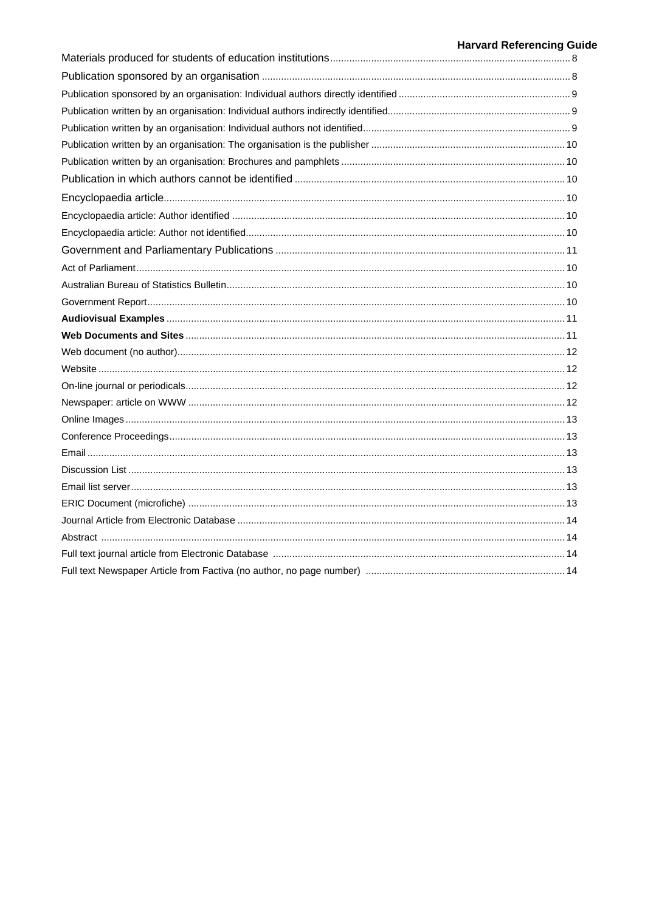Materials produced for students of education institutions ........ 8
Publication sponsored by an organisation ........ 8
Publication sponsored by an organisation: Individual authors directly identified ........ 9
Publication written by an organisation: Individual authors indirectly identified ........ 9
Publication written by an organisation: Individual authors not identified ........ 9
Publication written by an organisation: The organisation is the publisher ........ 10
Publication written by an organisation: Brochures and pamphlets ........ 10
Publication in which authors cannot be identified ........ 10
Encyclopaedia article ........ 10
Encyclopaedia article: Author identified ........ 10
Encyclopaedia article: Author not identified ........ 10
Government and Parliamentary Publications ........ 11
Act of Parliament ........ 10
Australian Bureau of Statistics Bulletin ........ 10
Government Report ........ 10
**Audiovisual Examples** ........ 11
**Web Documents and Sites** ........ 11
Web document (no author) ........ 12
Website ........ 12
On-line journal or periodicals ........ 12
Newspaper: article on WWW ........ 12
Online Images ........ 13
Conference Proceedings ........ 13
Email ........ 13
Discussion List ........ 13
Email list server ........ 13
ERIC Document (microfiche) ........ 13
Journal Article from Electronic Database ........ 14
Abstract ........ 14
Full text journal article from Electronic Database ........ 14
Full text Newspaper Article from Factiva (no author, no page number) ........ 14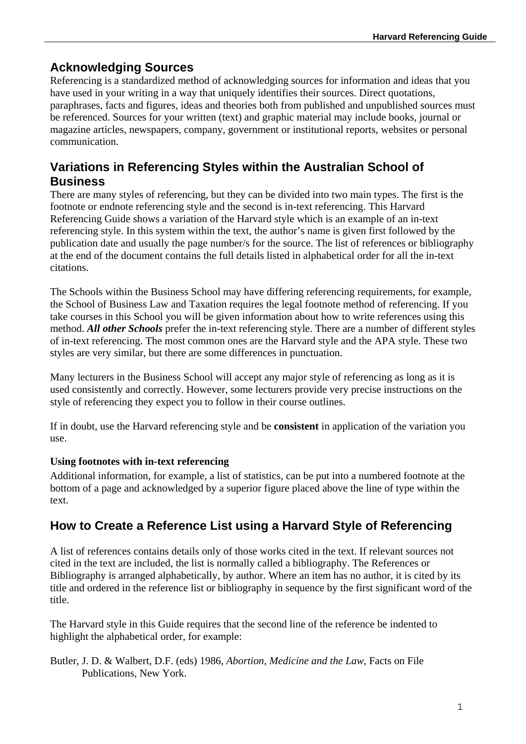## Acknowledging Sources

Referencing is a standardized method of acknowledging sources for information and ideas that you have used in your writing in a way that uniquely identifies their sources. Direct quotations, paraphrases, facts and figures, ideas and theories both from published and unpublished sources must be referenced. Sources for your written (text) and graphic material may include books, journal or magazine articles, newspapers, company, government or institutional reports, websites or personal communication.

## Variations in Referencing Styles within the Australian School of Business

There are many styles of referencing, but they can be divided into two main types. The first is the footnote or endnote referencing style and the second is in-text referencing. This Harvard Referencing Guide shows a variation of the Harvard style which is an example of an in-text referencing style. In this system within the text, the author's name is given first followed by the publication date and usually the page number/s for the source. The list of references or bibliography at the end of the document contains the full details listed in alphabetical order for all the in-text citations.

The Schools within the Business School may have differing referencing requirements, for example, the School of Business Law and Taxation requires the legal footnote method of referencing. If you take courses in this School you will be given information about how to write references using this method. ***All other Schools*** prefer the in-text referencing style. There are a number of different styles of in-text referencing. The most common ones are the Harvard style and the APA style. These two styles are very similar, but there are some differences in punctuation.

Many lecturers in the Business School will accept any major style of referencing as long as it is used consistently and correctly. However, some lecturers provide very precise instructions on the style of referencing they expect you to follow in their course outlines.

If in doubt, use the Harvard referencing style and be **consistent** in application of the variation you use.

#### Using footnotes with in-text referencing

Additional information, for example, a list of statistics, can be put into a numbered footnote at the bottom of a page and acknowledged by a superior figure placed above the line of type within the text.

## How to Create a Reference List using a Harvard Style of Referencing

A list of references contains details only of those works cited in the text. If relevant sources not cited in the text are included, the list is normally called a bibliography. The References or Bibliography is arranged alphabetically, by author. Where an item has no author, it is cited by its title and ordered in the reference list or bibliography in sequence by the first significant word of the title.

The Harvard style in this Guide requires that the second line of the reference be indented to highlight the alphabetical order, for example:

Butler, J. D. & Walbert, D.F. (eds) 1986, *Abortion, Medicine and the Law*, Facts on File
    Publications, New York.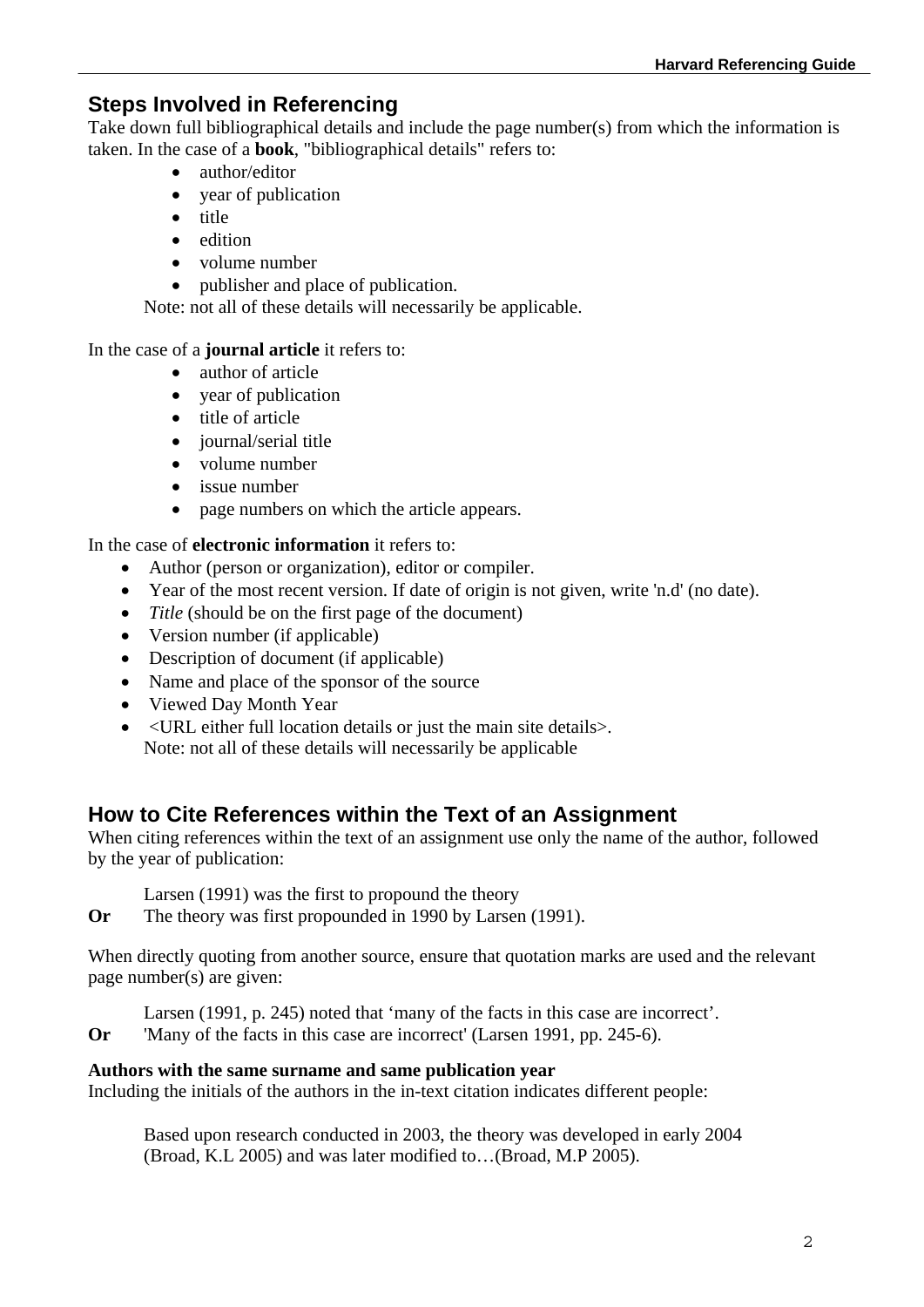## Steps Involved in Referencing

Take down full bibliographical details and include the page number(s) from which the information is taken. In the case of a **book**, "bibliographical details" refers to:

- author/editor
- year of publication
- title
- edition
- volume number
- publisher and place of publication.

Note: not all of these details will necessarily be applicable.

In the case of a **journal article** it refers to:

- author of article
- year of publication
- title of article
- journal/serial title
- volume number
- issue number
- page numbers on which the article appears.

In the case of **electronic information** it refers to:

- Author (person or organization), editor or compiler.
- Year of the most recent version. If date of origin is not given, write 'n.d' (no date).
- *Title* (should be on the first page of the document)
- Version number (if applicable)
- Description of document (if applicable)
- Name and place of the sponsor of the source
- Viewed Day Month Year
- <URL either full location details or just the main site details>.

Note: not all of these details will necessarily be applicable

## How to Cite References within the Text of an Assignment

When citing references within the text of an assignment use only the name of the author, followed by the year of publication:

Larsen (1991) was the first to propound the theory

**Or** The theory was first propounded in 1990 by Larsen (1991).

When directly quoting from another source, ensure that quotation marks are used and the relevant page number(s) are given:

Larsen (1991, p. 245) noted that 'many of the facts in this case are incorrect'.

**Or** 'Many of the facts in this case are incorrect' (Larsen 1991, pp. 245-6).

**Authors with the same surname and same publication year**

Including the initials of the authors in the in-text citation indicates different people:

Based upon research conducted in 2003, the theory was developed in early 2004 (Broad, K.L 2005) and was later modified to…(Broad, M.P 2005).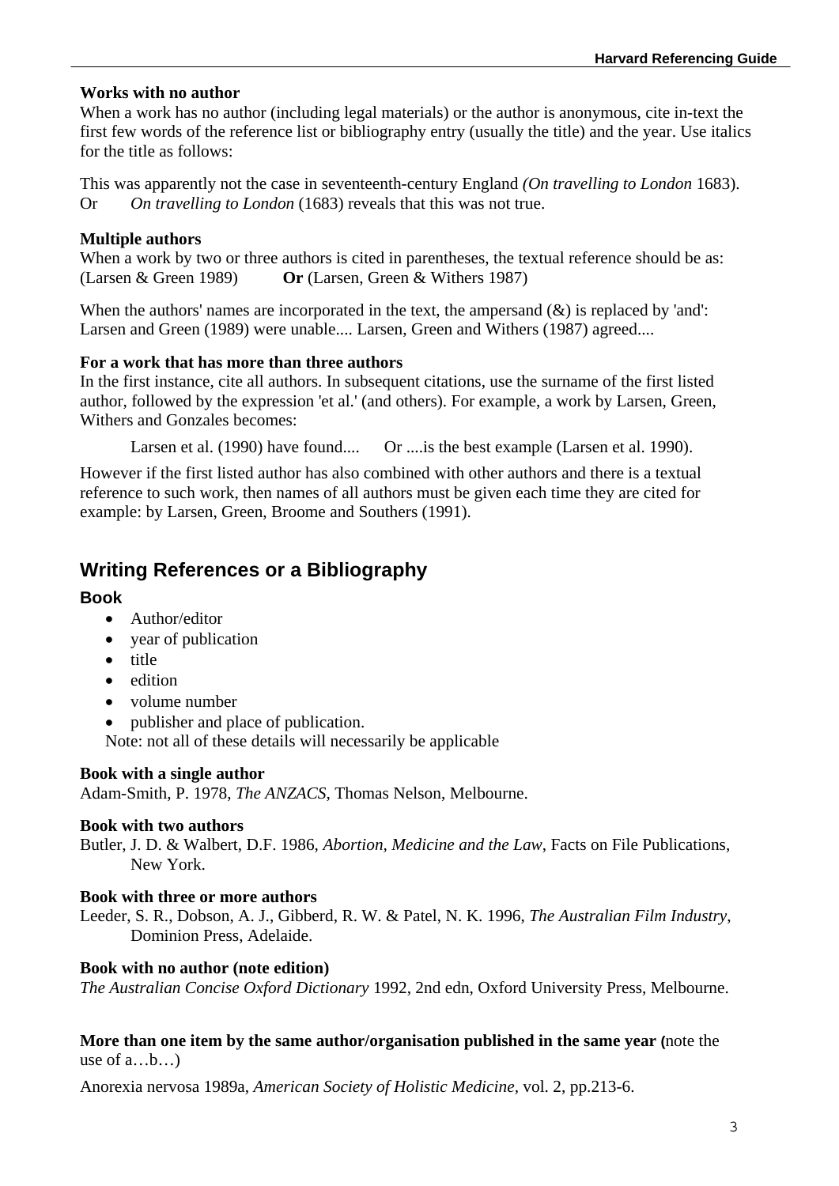**Works with no author**

When a work has no author (including legal materials) or the author is anonymous, cite in-text the first few words of the reference list or bibliography entry (usually the title) and the year. Use italics for the title as follows:

This was apparently not the case in seventeenth-century England *(On travelling to London* 1683).
Or *On travelling to London* (1683) reveals that this was not true.

**Multiple authors**

When a work by two or three authors is cited in parentheses, the textual reference should be as:
(Larsen & Green 1989) **Or** (Larsen, Green & Withers 1987)

When the authors' names are incorporated in the text, the ampersand (&) is replaced by 'and':
Larsen and Green (1989) were unable.... Larsen, Green and Withers (1987) agreed....

**For a work that has more than three authors**

In the first instance, cite all authors. In subsequent citations, use the surname of the first listed author, followed by the expression 'et al.' (and others). For example, a work by Larsen, Green, Withers and Gonzales becomes:

Larsen et al. (1990) have found.... Or ....is the best example (Larsen et al. 1990).

However if the first listed author has also combined with other authors and there is a textual reference to such work, then names of all authors must be given each time they are cited for example: by Larsen, Green, Broome and Southers (1991).

## Writing References or a Bibliography

### Book

- Author/editor
- year of publication
- title
- edition
- volume number
- publisher and place of publication.

Note: not all of these details will necessarily be applicable

**Book with a single author**

Adam-Smith, P. 1978, *The ANZACS*, Thomas Nelson, Melbourne.

**Book with two authors**

Butler, J. D. & Walbert, D.F. 1986, *Abortion, Medicine and the Law*, Facts on File Publications, New York.

**Book with three or more authors**

Leeder, S. R., Dobson, A. J., Gibberd, R. W. & Patel, N. K. 1996, *The Australian Film Industry*, Dominion Press, Adelaide.

**Book with no author (note edition)**

*The Australian Concise Oxford Dictionary* 1992, 2nd edn, Oxford University Press, Melbourne.

**More than one item by the same author/organisation published in the same year (**note the use of a…b…)

Anorexia nervosa 1989a, *American Society of Holistic Medicine*, vol. 2, pp.213-6.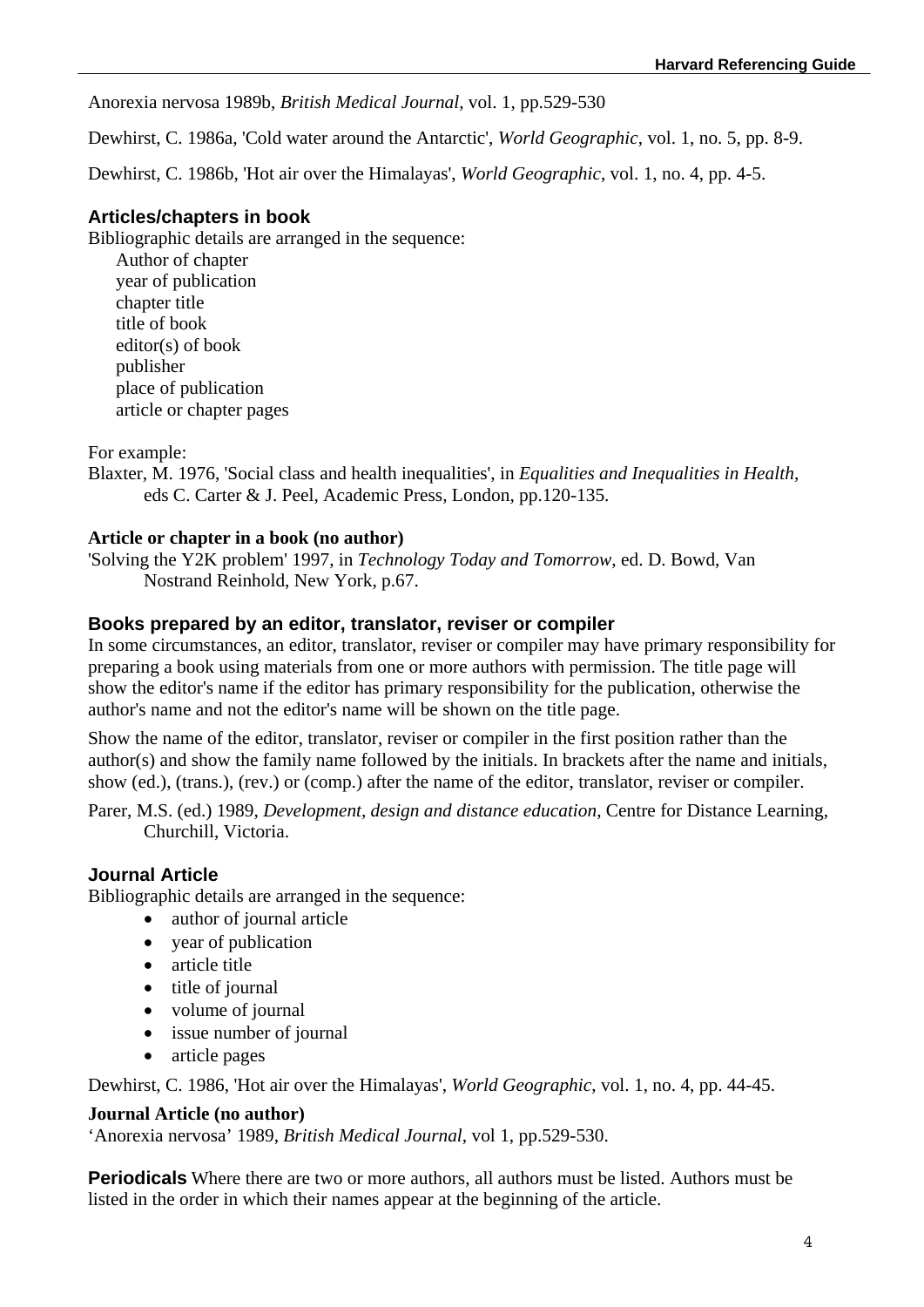Anorexia nervosa 1989b, *British Medical Journal*, vol. 1, pp.529-530

Dewhirst, C. 1986a, 'Cold water around the Antarctic', *World Geographic*, vol. 1, no. 5, pp. 8-9.

Dewhirst, C. 1986b, 'Hot air over the Himalayas', *World Geographic*, vol. 1, no. 4, pp. 4-5.

### Articles/chapters in book

Bibliographic details are arranged in the sequence:

Author of chapter
year of publication
chapter title
title of book
editor(s) of book
publisher
place of publication
article or chapter pages

For example:

Blaxter, M. 1976, 'Social class and health inequalities', in *Equalities and Inequalities in Health*, eds C. Carter & J. Peel, Academic Press, London, pp.120-135.

**Article or chapter in a book (no author)**

'Solving the Y2K problem' 1997, in *Technology Today and Tomorrow*, ed. D. Bowd, Van Nostrand Reinhold, New York, p.67.

### Books prepared by an editor, translator, reviser or compiler

In some circumstances, an editor, translator, reviser or compiler may have primary responsibility for preparing a book using materials from one or more authors with permission. The title page will show the editor's name if the editor has primary responsibility for the publication, otherwise the author's name and not the editor's name will be shown on the title page.

Show the name of the editor, translator, reviser or compiler in the first position rather than the author(s) and show the family name followed by the initials. In brackets after the name and initials, show (ed.), (trans.), (rev.) or (comp.) after the name of the editor, translator, reviser or compiler.

Parer, M.S. (ed.) 1989, *Development, design and distance education*, Centre for Distance Learning, Churchill, Victoria.

### Journal Article

Bibliographic details are arranged in the sequence:

- author of journal article
- year of publication
- article title
- title of journal
- volume of journal
- issue number of journal
- article pages

Dewhirst, C. 1986, 'Hot air over the Himalayas', *World Geographic*, vol. 1, no. 4, pp. 44-45.

**Journal Article (no author)**

'Anorexia nervosa' 1989, *British Medical Journal*, vol 1, pp.529-530.

**Periodicals** Where there are two or more authors, all authors must be listed. Authors must be listed in the order in which their names appear at the beginning of the article.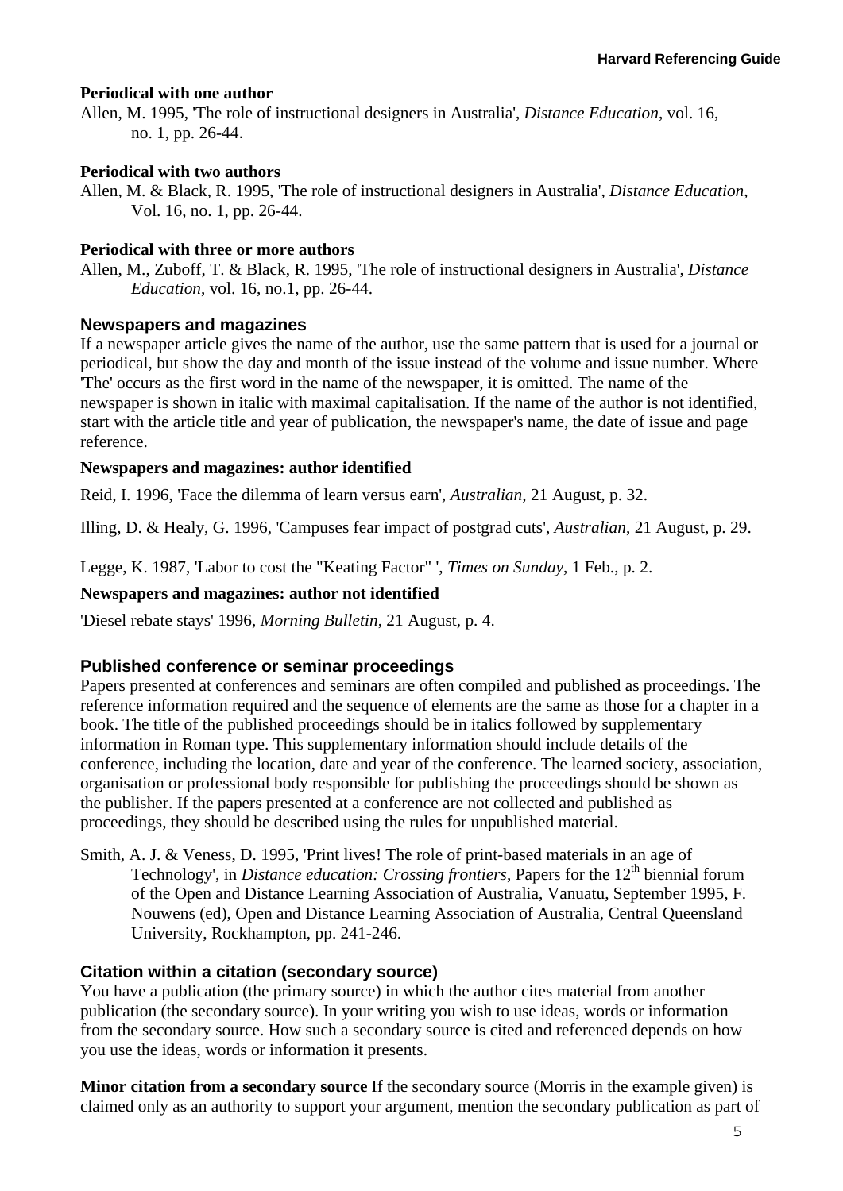**Periodical with one author**

Allen, M. 1995, 'The role of instructional designers in Australia', *Distance Education*, vol. 16, no. 1, pp. 26-44.

**Periodical with two authors**

Allen, M. & Black, R. 1995, 'The role of instructional designers in Australia', *Distance Education*, Vol. 16, no. 1, pp. 26-44.

**Periodical with three or more authors**

Allen, M., Zuboff, T. & Black, R. 1995, 'The role of instructional designers in Australia', *Distance Education*, vol. 16, no.1, pp. 26-44.

## Newspapers and magazines

If a newspaper article gives the name of the author, use the same pattern that is used for a journal or periodical, but show the day and month of the issue instead of the volume and issue number. Where 'The' occurs as the first word in the name of the newspaper, it is omitted. The name of the newspaper is shown in italic with maximal capitalisation. If the name of the author is not identified, start with the article title and year of publication, the newspaper's name, the date of issue and page reference.

**Newspapers and magazines: author identified**

Reid, I. 1996, 'Face the dilemma of learn versus earn', *Australian*, 21 August, p. 32.

Illing, D. & Healy, G. 1996, 'Campuses fear impact of postgrad cuts', *Australian*, 21 August, p. 29.

Legge, K. 1987, 'Labor to cost the "Keating Factor" ', *Times on Sunday*, 1 Feb., p. 2.

**Newspapers and magazines: author not identified**

'Diesel rebate stays' 1996, *Morning Bulletin*, 21 August, p. 4.

## Published conference or seminar proceedings

Papers presented at conferences and seminars are often compiled and published as proceedings. The reference information required and the sequence of elements are the same as those for a chapter in a book. The title of the published proceedings should be in italics followed by supplementary information in Roman type. This supplementary information should include details of the conference, including the location, date and year of the conference. The learned society, association, organisation or professional body responsible for publishing the proceedings should be shown as the publisher. If the papers presented at a conference are not collected and published as proceedings, they should be described using the rules for unpublished material.

Smith, A. J. & Veness, D. 1995, 'Print lives! The role of print-based materials in an age of Technology', in *Distance education: Crossing frontiers*, Papers for the 12th biennial forum of the Open and Distance Learning Association of Australia, Vanuatu, September 1995, F. Nouwens (ed), Open and Distance Learning Association of Australia, Central Queensland University, Rockhampton, pp. 241-246.

## Citation within a citation (secondary source)

You have a publication (the primary source) in which the author cites material from another publication (the secondary source). In your writing you wish to use ideas, words or information from the secondary source. How such a secondary source is cited and referenced depends on how you use the ideas, words or information it presents.

**Minor citation from a secondary source** If the secondary source (Morris in the example given) is claimed only as an authority to support your argument, mention the secondary publication as part of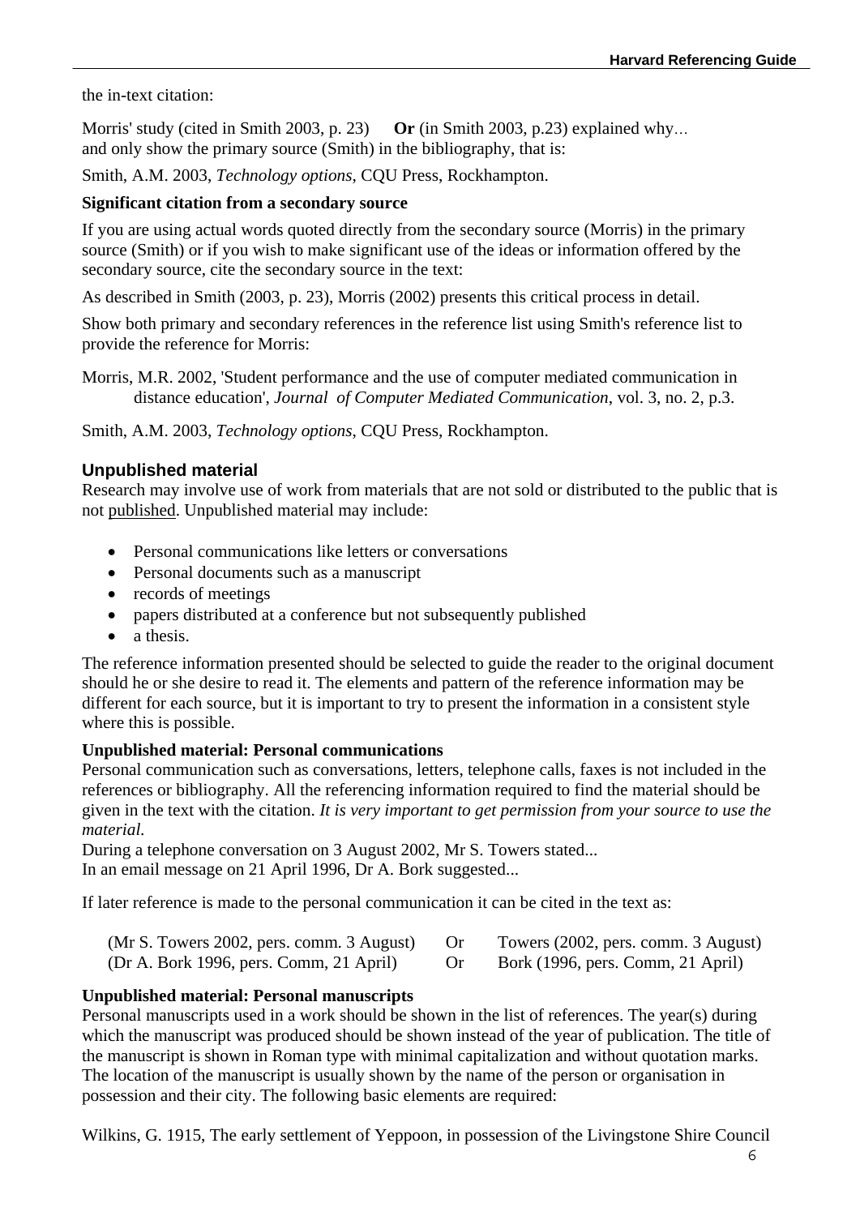the in-text citation:

Morris' study (cited in Smith 2003, p. 23)   **Or** (in Smith 2003, p.23) explained why...
and only show the primary source (Smith) in the bibliography, that is:

Smith, A.M. 2003, *Technology options*, CQU Press, Rockhampton.

**Significant citation from a secondary source**

If you are using actual words quoted directly from the secondary source (Morris) in the primary source (Smith) or if you wish to make significant use of the ideas or information offered by the secondary source, cite the secondary source in the text:

As described in Smith (2003, p. 23), Morris (2002) presents this critical process in detail.

Show both primary and secondary references in the reference list using Smith's reference list to provide the reference for Morris:

Morris, M.R. 2002, 'Student performance and the use of computer mediated communication in distance education', *Journal of Computer Mediated Communication*, vol. 3, no. 2, p.3.

Smith, A.M. 2003, *Technology options*, CQU Press, Rockhampton.

## Unpublished material

Research may involve use of work from materials that are not sold or distributed to the public that is not published. Unpublished material may include:

- Personal communications like letters or conversations
- Personal documents such as a manuscript
- records of meetings
- papers distributed at a conference but not subsequently published
- a thesis.

The reference information presented should be selected to guide the reader to the original document should he or she desire to read it. The elements and pattern of the reference information may be different for each source, but it is important to try to present the information in a consistent style where this is possible.

**Unpublished material: Personal communications**

Personal communication such as conversations, letters, telephone calls, faxes is not included in the references or bibliography. All the referencing information required to find the material should be given in the text with the citation. *It is very important to get permission from your source to use the material.*

During a telephone conversation on 3 August 2002, Mr S. Towers stated...
In an email message on 21 April 1996, Dr A. Bork suggested...

If later reference is made to the personal communication it can be cited in the text as:

(Mr S. Towers 2002, pers. comm. 3 August)   Or   Towers (2002, pers. comm. 3 August)
(Dr A. Bork 1996, pers. Comm, 21 April)   Or   Bork (1996, pers. Comm, 21 April)

**Unpublished material: Personal manuscripts**

Personal manuscripts used in a work should be shown in the list of references. The year(s) during which the manuscript was produced should be shown instead of the year of publication. The title of the manuscript is shown in Roman type with minimal capitalization and without quotation marks. The location of the manuscript is usually shown by the name of the person or organisation in possession and their city. The following basic elements are required:

Wilkins, G. 1915, The early settlement of Yeppoon, in possession of the Livingstone Shire Council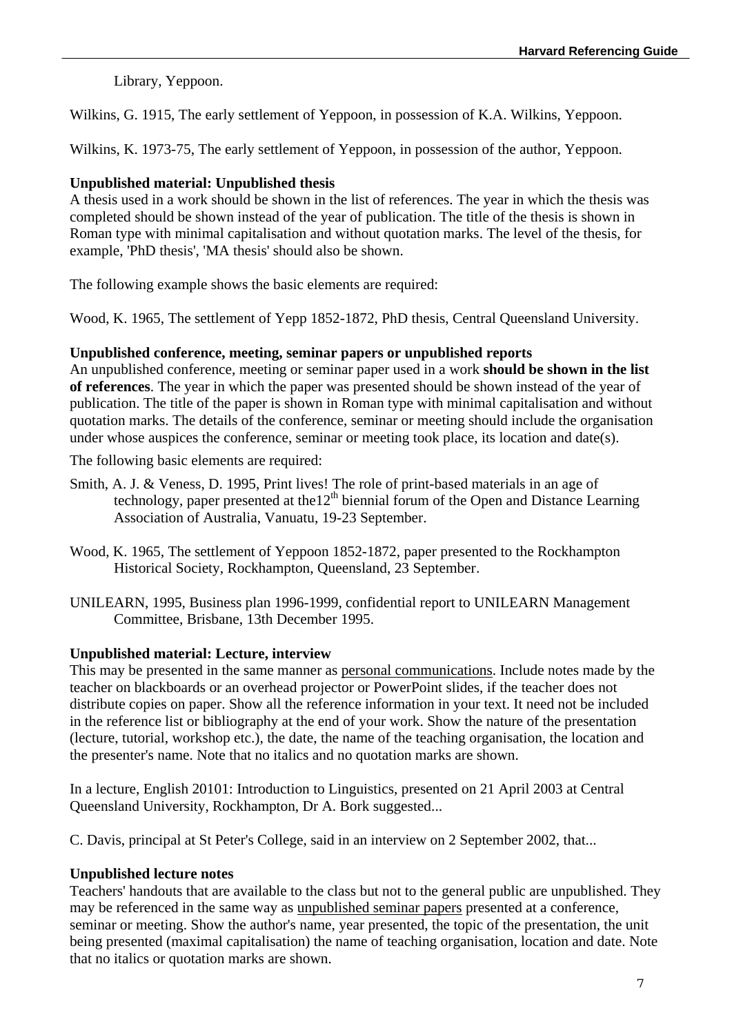Library, Yeppoon.

Wilkins, G. 1915, The early settlement of Yeppoon, in possession of K.A. Wilkins, Yeppoon.

Wilkins, K. 1973-75, The early settlement of Yeppoon, in possession of the author, Yeppoon.

**Unpublished material: Unpublished thesis**

A thesis used in a work should be shown in the list of references. The year in which the thesis was completed should be shown instead of the year of publication. The title of the thesis is shown in Roman type with minimal capitalisation and without quotation marks. The level of the thesis, for example, 'PhD thesis', 'MA thesis' should also be shown.

The following example shows the basic elements are required:

Wood, K. 1965, The settlement of Yepp 1852-1872, PhD thesis, Central Queensland University.

**Unpublished conference, meeting, seminar papers or unpublished reports**

An unpublished conference, meeting or seminar paper used in a work **should be shown in the list of references**. The year in which the paper was presented should be shown instead of the year of publication. The title of the paper is shown in Roman type with minimal capitalisation and without quotation marks. The details of the conference, seminar or meeting should include the organisation under whose auspices the conference, seminar or meeting took place, its location and date(s).

The following basic elements are required:

Smith, A. J. & Veness, D. 1995, Print lives! The role of print-based materials in an age of technology, paper presented at the12th biennial forum of the Open and Distance Learning Association of Australia, Vanuatu, 19-23 September.

Wood, K. 1965, The settlement of Yeppoon 1852-1872, paper presented to the Rockhampton Historical Society, Rockhampton, Queensland, 23 September.

UNILEARN, 1995, Business plan 1996-1999, confidential report to UNILEARN Management Committee, Brisbane, 13th December 1995.

**Unpublished material: Lecture, interview**

This may be presented in the same manner as personal communications. Include notes made by the teacher on blackboards or an overhead projector or PowerPoint slides, if the teacher does not distribute copies on paper. Show all the reference information in your text. It need not be included in the reference list or bibliography at the end of your work. Show the nature of the presentation (lecture, tutorial, workshop etc.), the date, the name of the teaching organisation, the location and the presenter's name. Note that no italics and no quotation marks are shown.

In a lecture, English 20101: Introduction to Linguistics, presented on 21 April 2003 at Central Queensland University, Rockhampton, Dr A. Bork suggested...

C. Davis, principal at St Peter's College, said in an interview on 2 September 2002, that...

**Unpublished lecture notes**

Teachers' handouts that are available to the class but not to the general public are unpublished. They may be referenced in the same way as unpublished seminar papers presented at a conference, seminar or meeting. Show the author's name, year presented, the topic of the presentation, the unit being presented (maximal capitalisation) the name of teaching organisation, location and date. Note that no italics or quotation marks are shown.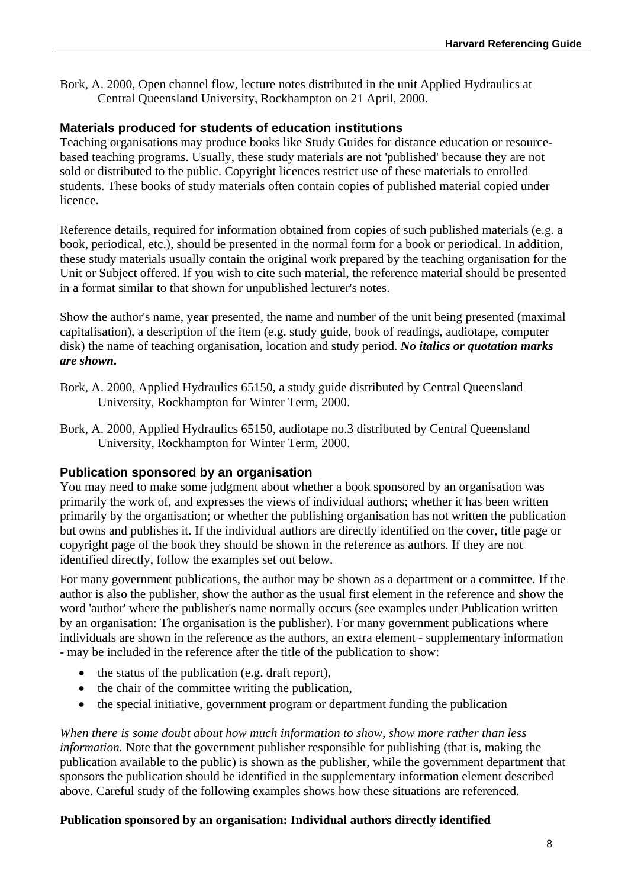Bork, A. 2000, Open channel flow, lecture notes distributed in the unit Applied Hydraulics at Central Queensland University, Rockhampton on 21 April, 2000.

### Materials produced for students of education institutions

Teaching organisations may produce books like Study Guides for distance education or resource-based teaching programs. Usually, these study materials are not 'published' because they are not sold or distributed to the public. Copyright licences restrict use of these materials to enrolled students. These books of study materials often contain copies of published material copied under licence.

Reference details, required for information obtained from copies of such published materials (e.g. a book, periodical, etc.), should be presented in the normal form for a book or periodical. In addition, these study materials usually contain the original work prepared by the teaching organisation for the Unit or Subject offered. If you wish to cite such material, the reference material should be presented in a format similar to that shown for unpublished lecturer's notes.

Show the author's name, year presented, the name and number of the unit being presented (maximal capitalisation), a description of the item (e.g. study guide, book of readings, audiotape, computer disk) the name of teaching organisation, location and study period. ***No italics or quotation marks are shown.***

Bork, A. 2000, Applied Hydraulics 65150, a study guide distributed by Central Queensland University, Rockhampton for Winter Term, 2000.

Bork, A. 2000, Applied Hydraulics 65150, audiotape no.3 distributed by Central Queensland University, Rockhampton for Winter Term, 2000.

### Publication sponsored by an organisation

You may need to make some judgment about whether a book sponsored by an organisation was primarily the work of, and expresses the views of individual authors; whether it has been written primarily by the organisation; or whether the publishing organisation has not written the publication but owns and publishes it. If the individual authors are directly identified on the cover, title page or copyright page of the book they should be shown in the reference as authors. If they are not identified directly, follow the examples set out below.

For many government publications, the author may be shown as a department or a committee. If the author is also the publisher, show the author as the usual first element in the reference and show the word 'author' where the publisher's name normally occurs (see examples under Publication written by an organisation: The organisation is the publisher). For many government publications where individuals are shown in the reference as the authors, an extra element - supplementary information - may be included in the reference after the title of the publication to show:

- the status of the publication (e.g. draft report),
- the chair of the committee writing the publication,
- the special initiative, government program or department funding the publication

*When there is some doubt about how much information to show, show more rather than less information.* Note that the government publisher responsible for publishing (that is, making the publication available to the public) is shown as the publisher, while the government department that sponsors the publication should be identified in the supplementary information element described above. Careful study of the following examples shows how these situations are referenced.

#### Publication sponsored by an organisation: Individual authors directly identified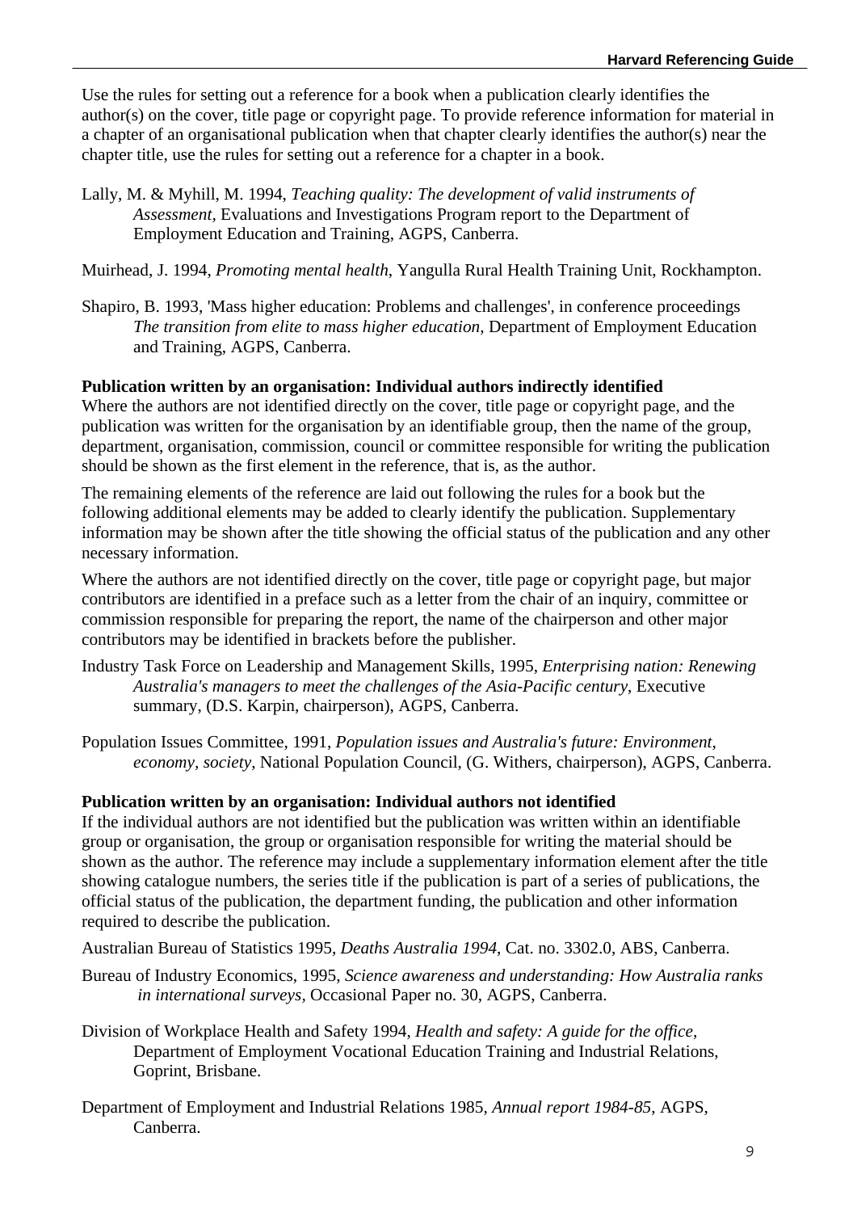Use the rules for setting out a reference for a book when a publication clearly identifies the author(s) on the cover, title page or copyright page. To provide reference information for material in a chapter of an organisational publication when that chapter clearly identifies the author(s) near the chapter title, use the rules for setting out a reference for a chapter in a book.

Lally, M. & Myhill, M. 1994, *Teaching quality: The development of valid instruments of Assessment*, Evaluations and Investigations Program report to the Department of Employment Education and Training, AGPS, Canberra.

Muirhead, J. 1994, *Promoting mental health*, Yangulla Rural Health Training Unit, Rockhampton.

Shapiro, B. 1993, 'Mass higher education: Problems and challenges', in conference proceedings *The transition from elite to mass higher education*, Department of Employment Education and Training, AGPS, Canberra.

**Publication written by an organisation: Individual authors indirectly identified**

Where the authors are not identified directly on the cover, title page or copyright page, and the publication was written for the organisation by an identifiable group, then the name of the group, department, organisation, commission, council or committee responsible for writing the publication should be shown as the first element in the reference, that is, as the author.

The remaining elements of the reference are laid out following the rules for a book but the following additional elements may be added to clearly identify the publication. Supplementary information may be shown after the title showing the official status of the publication and any other necessary information.

Where the authors are not identified directly on the cover, title page or copyright page, but major contributors are identified in a preface such as a letter from the chair of an inquiry, committee or commission responsible for preparing the report, the name of the chairperson and other major contributors may be identified in brackets before the publisher.

Industry Task Force on Leadership and Management Skills, 1995, *Enterprising nation: Renewing Australia's managers to meet the challenges of the Asia-Pacific century*, Executive summary, (D.S. Karpin, chairperson), AGPS, Canberra.

Population Issues Committee, 1991, *Population issues and Australia's future: Environment, economy, society*, National Population Council, (G. Withers, chairperson), AGPS, Canberra.

**Publication written by an organisation: Individual authors not identified**

If the individual authors are not identified but the publication was written within an identifiable group or organisation, the group or organisation responsible for writing the material should be shown as the author. The reference may include a supplementary information element after the title showing catalogue numbers, the series title if the publication is part of a series of publications, the official status of the publication, the department funding, the publication and other information required to describe the publication.

Australian Bureau of Statistics 1995, *Deaths Australia 1994*, Cat. no. 3302.0, ABS, Canberra.

Bureau of Industry Economics, 1995, *Science awareness and understanding: How Australia ranks in international surveys*, Occasional Paper no. 30, AGPS, Canberra.

Division of Workplace Health and Safety 1994, *Health and safety: A guide for the office*, Department of Employment Vocational Education Training and Industrial Relations, Goprint, Brisbane.

Department of Employment and Industrial Relations 1985, *Annual report 1984-85*, AGPS, Canberra.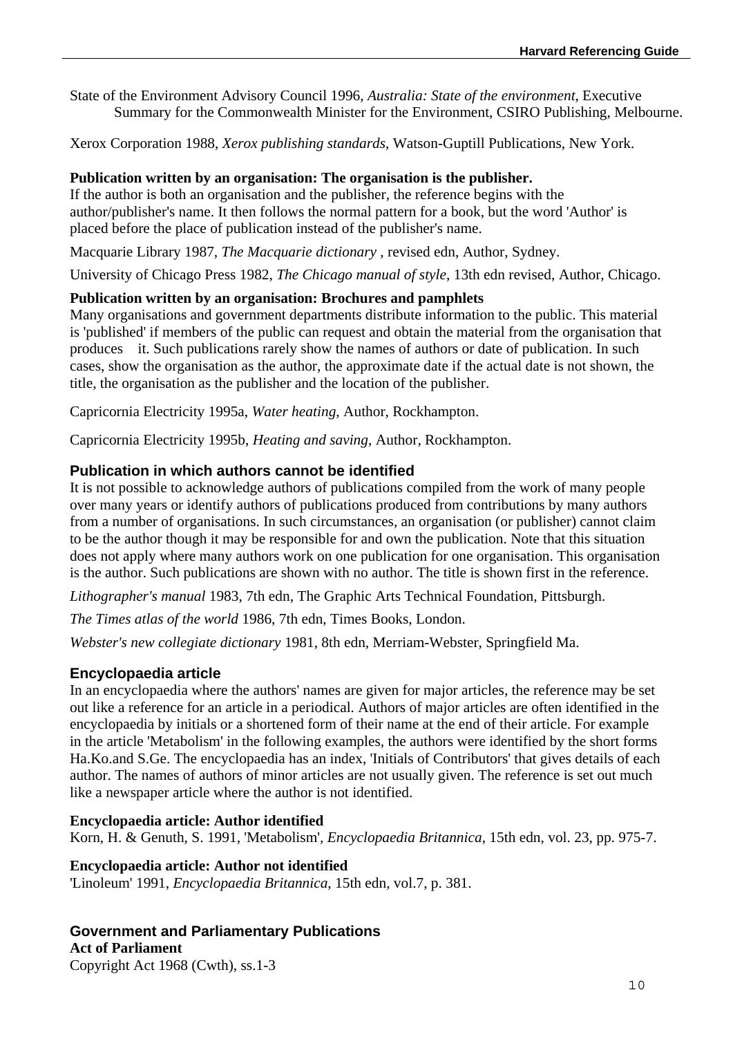State of the Environment Advisory Council 1996, *Australia: State of the environment*, Executive Summary for the Commonwealth Minister for the Environment, CSIRO Publishing, Melbourne.

Xerox Corporation 1988, *Xerox publishing standards*, Watson-Guptill Publications, New York.

**Publication written by an organisation: The organisation is the publisher.**
If the author is both an organisation and the publisher, the reference begins with the author/publisher's name. It then follows the normal pattern for a book, but the word 'Author' is placed before the place of publication instead of the publisher's name.

Macquarie Library 1987, *The Macquarie dictionary* , revised edn, Author, Sydney.

University of Chicago Press 1982, *The Chicago manual of style*, 13th edn revised, Author, Chicago.

**Publication written by an organisation: Brochures and pamphlets**
Many organisations and government departments distribute information to the public. This material is 'published' if members of the public can request and obtain the material from the organisation that produces it. Such publications rarely show the names of authors or date of publication. In such cases, show the organisation as the author, the approximate date if the actual date is not shown, the title, the organisation as the publisher and the location of the publisher.

Capricornia Electricity 1995a, *Water heating*, Author, Rockhampton.

Capricornia Electricity 1995b, *Heating and saving*, Author, Rockhampton.

### Publication in which authors cannot be identified

It is not possible to acknowledge authors of publications compiled from the work of many people over many years or identify authors of publications produced from contributions by many authors from a number of organisations. In such circumstances, an organisation (or publisher) cannot claim to be the author though it may be responsible for and own the publication. Note that this situation does not apply where many authors work on one publication for one organisation. This organisation is the author. Such publications are shown with no author. The title is shown first in the reference.

*Lithographer's manual* 1983, 7th edn, The Graphic Arts Technical Foundation, Pittsburgh.

*The Times atlas of the world* 1986, 7th edn, Times Books, London.

*Webster's new collegiate dictionary* 1981, 8th edn, Merriam-Webster, Springfield Ma.

### Encyclopaedia article

In an encyclopaedia where the authors' names are given for major articles, the reference may be set out like a reference for an article in a periodical. Authors of major articles are often identified in the encyclopaedia by initials or a shortened form of their name at the end of their article. For example in the article 'Metabolism' in the following examples, the authors were identified by the short forms Ha.Ko.and S.Ge. The encyclopaedia has an index, 'Initials of Contributors' that gives details of each author. The names of authors of minor articles are not usually given. The reference is set out much like a newspaper article where the author is not identified.

**Encyclopaedia article: Author identified**
Korn, H. & Genuth, S. 1991, 'Metabolism', *Encyclopaedia Britannica*, 15th edn, vol. 23, pp. 975-7.

**Encyclopaedia article: Author not identified**
'Linoleum' 1991, *Encyclopaedia Britannica*, 15th edn, vol.7, p. 381.

### Government and Parliamentary Publications

**Act of Parliament**
Copyright Act 1968 (Cwth), ss.1-3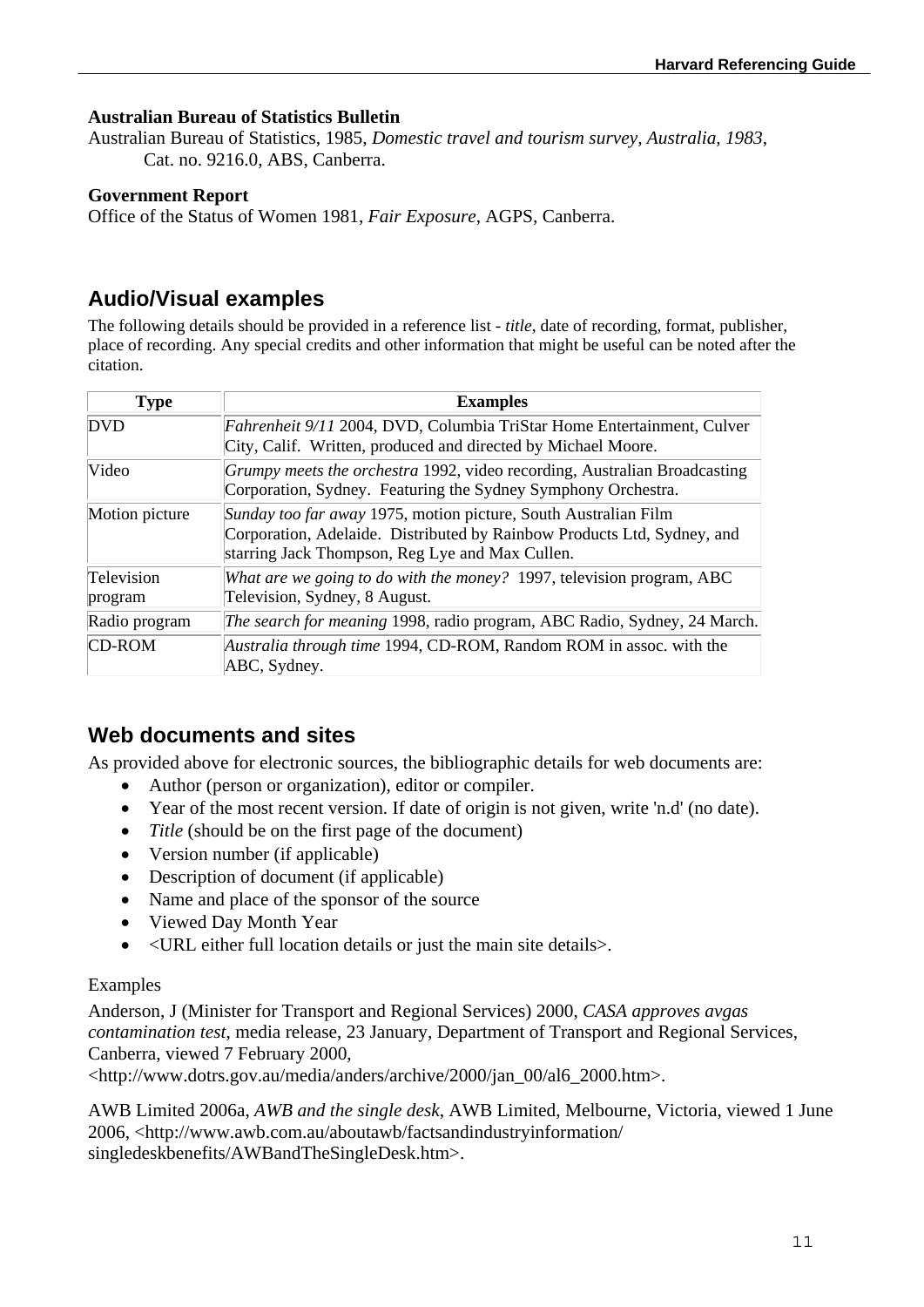**Australian Bureau of Statistics Bulletin**

Australian Bureau of Statistics, 1985, *Domestic travel and tourism survey, Australia, 1983*, Cat. no. 9216.0, ABS, Canberra.

**Government Report**

Office of the Status of Women 1981, *Fair Exposure*, AGPS, Canberra.

## Audio/Visual examples

The following details should be provided in a reference list - *title*, date of recording, format, publisher, place of recording. Any special credits and other information that might be useful can be noted after the citation.

| Type | Examples |
|---|---|
| DVD | *Fahrenheit 9/11* 2004, DVD, Columbia TriStar Home Entertainment, Culver City, Calif. Written, produced and directed by Michael Moore. |
| Video | *Grumpy meets the orchestra* 1992, video recording, Australian Broadcasting Corporation, Sydney. Featuring the Sydney Symphony Orchestra. |
| Motion picture | *Sunday too far away* 1975, motion picture, South Australian Film Corporation, Adelaide. Distributed by Rainbow Products Ltd, Sydney, and starring Jack Thompson, Reg Lye and Max Cullen. |
| Television program | *What are we going to do with the money?* 1997, television program, ABC Television, Sydney, 8 August. |
| Radio program | *The search for meaning* 1998, radio program, ABC Radio, Sydney, 24 March. |
| CD-ROM | *Australia through time* 1994, CD-ROM, Random ROM in assoc. with the ABC, Sydney. |

## Web documents and sites

As provided above for electronic sources, the bibliographic details for web documents are:

- Author (person or organization), editor or compiler.
- Year of the most recent version. If date of origin is not given, write 'n.d' (no date).
- *Title* (should be on the first page of the document)
- Version number (if applicable)
- Description of document (if applicable)
- Name and place of the sponsor of the source
- Viewed Day Month Year
- <URL either full location details or just the main site details>.

Examples

Anderson, J (Minister for Transport and Regional Services) 2000, *CASA approves avgas contamination test*, media release, 23 January, Department of Transport and Regional Services, Canberra, viewed 7 February 2000, <http://www.dotrs.gov.au/media/anders/archive/2000/jan_00/al6_2000.htm>.

AWB Limited 2006a, *AWB and the single desk*, AWB Limited, Melbourne, Victoria, viewed 1 June 2006, <http://www.awb.com.au/aboutawb/factsandindustryinformation/singledeskbenefits/AWBandTheSingleDesk.htm>.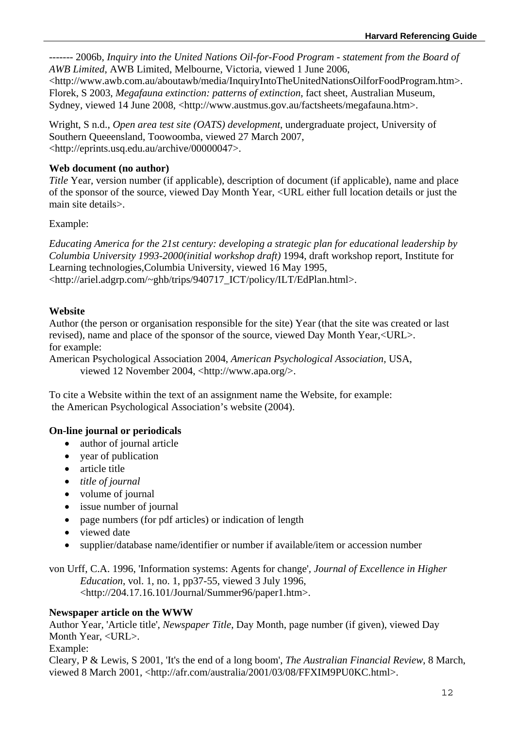------- 2006b, *Inquiry into the United Nations Oil-for-Food Program - statement from the Board of AWB Limited*, AWB Limited, Melbourne, Victoria, viewed 1 June 2006, <http://www.awb.com.au/aboutawb/media/InquiryIntoTheUnitedNationsOilforFoodProgram.htm>.
Florek, S 2003, *Megafauna extinction: patterns of extinction*, fact sheet, Australian Museum, Sydney, viewed 14 June 2008, <http://www.austmus.gov.au/factsheets/megafauna.htm>.

Wright, S n.d., *Open area test site (OATS) development*, undergraduate project, University of Southern Queeensland, Toowoomba, viewed 27 March 2007, <http://eprints.usq.edu.au/archive/00000047>.

**Web document (no author)**
*Title* Year, version number (if applicable), description of document (if applicable), name and place of the sponsor of the source, viewed Day Month Year, <URL either full location details or just the main site details>.

Example:

*Educating America for the 21st century: developing a strategic plan for educational leadership by Columbia University 1993-2000(initial workshop draft)* 1994, draft workshop report, Institute for Learning technologies,Columbia University, viewed 16 May 1995, <http://ariel.adgrp.com/~ghb/trips/940717_ICT/policy/ILT/EdPlan.html>.

**Website**
Author (the person or organisation responsible for the site) Year (that the site was created or last revised), name and place of the sponsor of the source, viewed Day Month Year,<URL>.
for example:
American Psychological Association 2004, *American Psychological Association,* USA, viewed 12 November 2004, <http://www.apa.org/>.

To cite a Website within the text of an assignment name the Website, for example:
the American Psychological Association's website (2004).

**On-line journal or periodicals**

- author of journal article
- year of publication
- article title
- *title of journal*
- volume of journal
- issue number of journal
- page numbers (for pdf articles) or indication of length
- viewed date
- supplier/database name/identifier or number if available/item or accession number

von Urff, C.A. 1996, 'Information systems: Agents for change', *Journal of Excellence in Higher Education*, vol. 1, no. 1, pp37-55, viewed 3 July 1996, <http://204.17.16.101/Journal/Summer96/paper1.htm>.

**Newspaper article on the WWW**
Author Year, 'Article title', *Newspaper Title*, Day Month, page number (if given), viewed Day Month Year, <URL>.
Example:
Cleary, P & Lewis, S 2001, 'It's the end of a long boom', *The Australian Financial Review*, 8 March, viewed 8 March 2001, <http://afr.com/australia/2001/03/08/FFXIM9PU0KC.html>.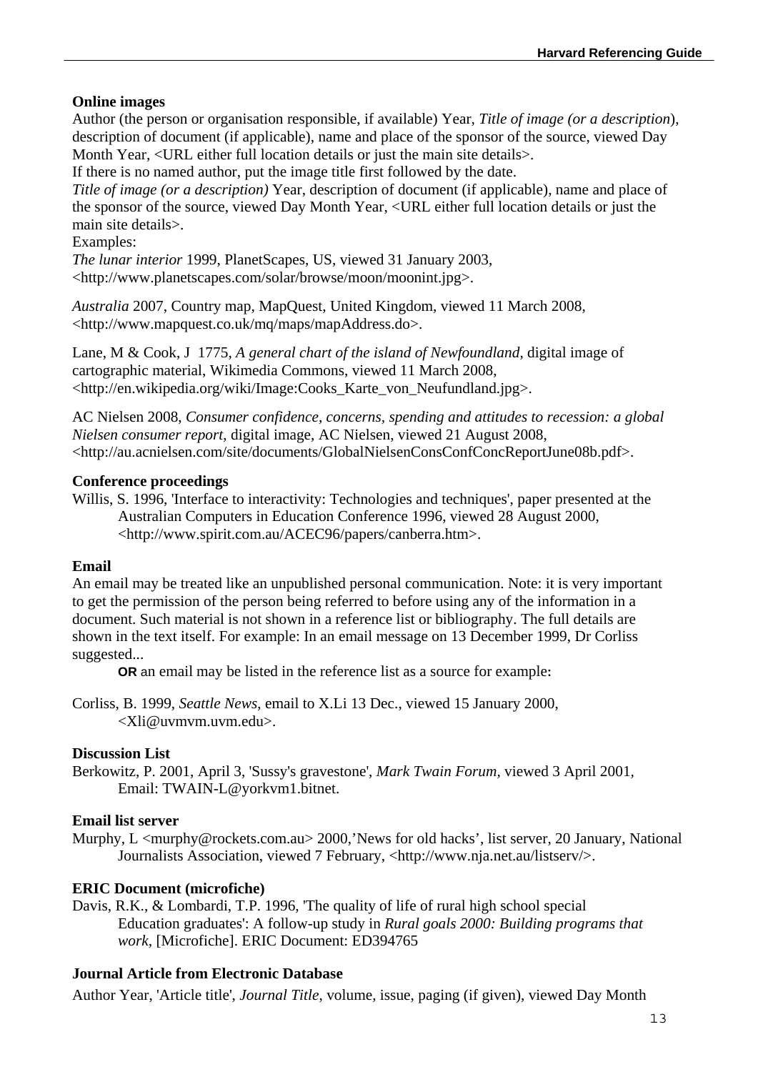**Online images**

Author (the person or organisation responsible, if available) Year, *Title of image (or a description*), description of document (if applicable), name and place of the sponsor of the source, viewed Day Month Year, <URL either full location details or just the main site details>.

If there is no named author, put the image title first followed by the date.

*Title of image (or a description)* Year, description of document (if applicable), name and place of the sponsor of the source, viewed Day Month Year, <URL either full location details or just the main site details>.

Examples:

*The lunar interior* 1999, PlanetScapes, US, viewed 31 January 2003, <http://www.planetscapes.com/solar/browse/moon/moonint.jpg>.

*Australia* 2007, Country map, MapQuest, United Kingdom, viewed 11 March 2008, <http://www.mapquest.co.uk/mq/maps/mapAddress.do>.

Lane, M & Cook, J 1775, *A general chart of the island of Newfoundland*, digital image of cartographic material, Wikimedia Commons, viewed 11 March 2008, <http://en.wikipedia.org/wiki/Image:Cooks_Karte_von_Neufundland.jpg>.

AC Nielsen 2008, *Consumer confidence, concerns, spending and attitudes to recession: a global Nielsen consumer report*, digital image, AC Nielsen, viewed 21 August 2008, <http://au.acnielsen.com/site/documents/GlobalNielsenConsConfConcReportJune08b.pdf>.

**Conference proceedings**

Willis, S. 1996, 'Interface to interactivity: Technologies and techniques', paper presented at the Australian Computers in Education Conference 1996, viewed 28 August 2000, <http://www.spirit.com.au/ACEC96/papers/canberra.htm>.

**Email**

An email may be treated like an unpublished personal communication. Note: it is very important to get the permission of the person being referred to before using any of the information in a document. Such material is not shown in a reference list or bibliography. The full details are shown in the text itself. For example: In an email message on 13 December 1999, Dr Corliss suggested...

**OR** an email may be listed in the reference list as a source for example:

Corliss, B. 1999, *Seattle News*, email to X.Li 13 Dec., viewed 15 January 2000, <Xli@uvmvm.uvm.edu>.

**Discussion List**

Berkowitz, P. 2001, April 3, 'Sussy's gravestone', *Mark Twain Forum*, viewed 3 April 2001, Email: TWAIN-L@yorkvm1.bitnet.

**Email list server**

Murphy, L <murphy@rockets.com.au> 2000,'News for old hacks', list server, 20 January, National Journalists Association, viewed 7 February, <http://www.nja.net.au/listserv/>.

**ERIC Document (microfiche)**

Davis, R.K., & Lombardi, T.P. 1996, 'The quality of life of rural high school special Education graduates': A follow-up study in *Rural goals 2000: Building programs that work,* [Microfiche]. ERIC Document: ED394765

**Journal Article from Electronic Database**

Author Year, 'Article title', *Journal Title*, volume, issue, paging (if given), viewed Day Month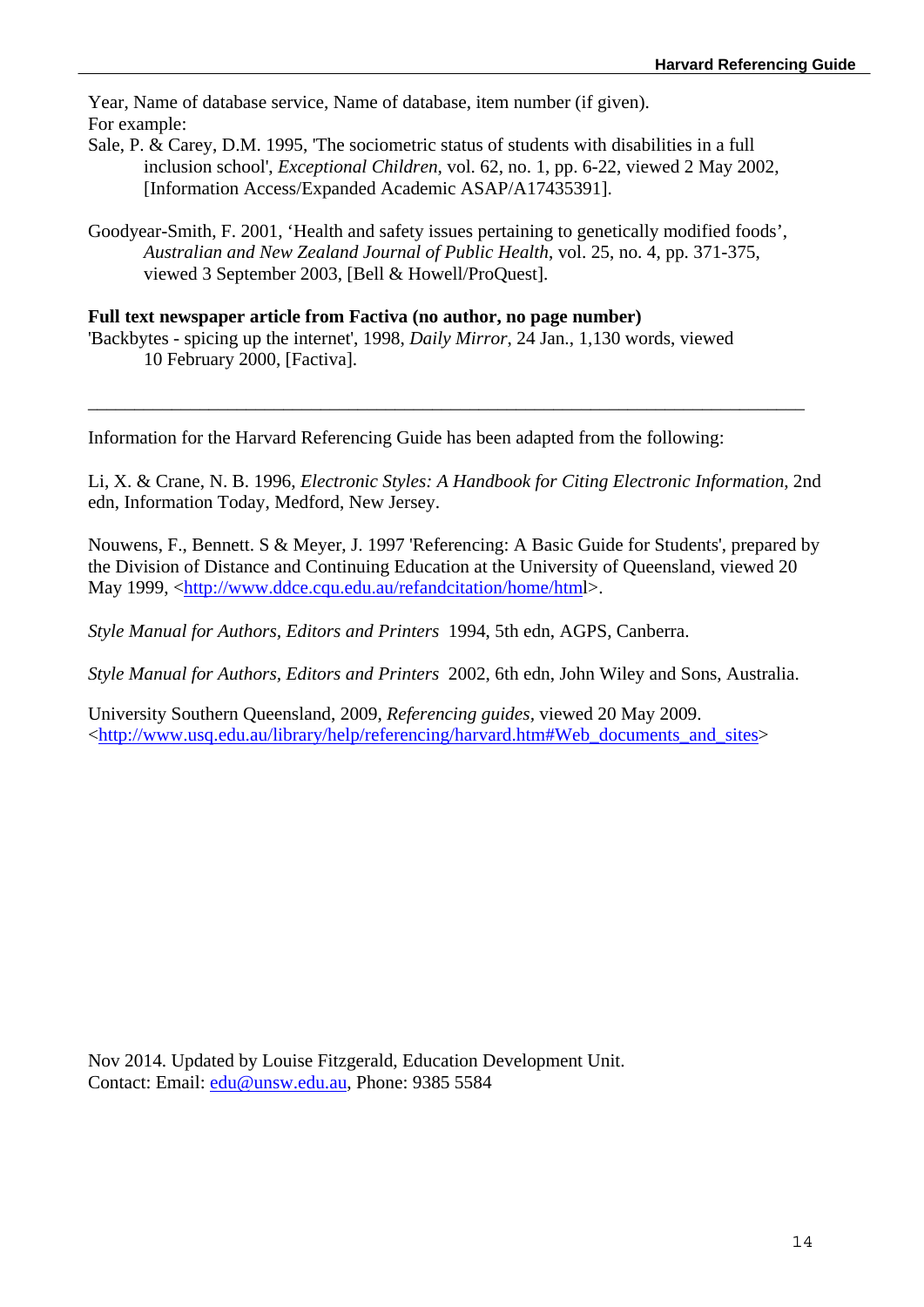Year, Name of database service, Name of database, item number (if given).
For example:

Sale, P. & Carey, D.M. 1995, 'The sociometric status of students with disabilities in a full inclusion school', *Exceptional Children*, vol. 62, no. 1, pp. 6-22, viewed 2 May 2002, [Information Access/Expanded Academic ASAP/A17435391].

Goodyear-Smith, F. 2001, 'Health and safety issues pertaining to genetically modified foods', *Australian and New Zealand Journal of Public Health*, vol. 25, no. 4, pp. 371-375, viewed 3 September 2003, [Bell & Howell/ProQuest].

**Full text newspaper article from Factiva (no author, no page number)**

'Backbytes - spicing up the internet', 1998, *Daily Mirror*, 24 Jan., 1,130 words, viewed 10 February 2000, [Factiva].

---

Information for the Harvard Referencing Guide has been adapted from the following:

Li, X. & Crane, N. B. 1996, *Electronic Styles: A Handbook for Citing Electronic Information*, 2nd edn, Information Today, Medford, New Jersey.

Nouwens, F., Bennett. S & Meyer, J. 1997 'Referencing: A Basic Guide for Students', prepared by the Division of Distance and Continuing Education at the University of Queensland, viewed 20 May 1999, <http://www.ddce.cqu.edu.au/refandcitation/home/html>.

*Style Manual for Authors, Editors and Printers* 1994, 5th edn, AGPS, Canberra.

*Style Manual for Authors, Editors and Printers* 2002, 6th edn, John Wiley and Sons, Australia.

University Southern Queensland, 2009, *Referencing guides*, viewed 20 May 2009. <http://www.usq.edu.au/library/help/referencing/harvard.htm#Web_documents_and_sites>

Nov 2014. Updated by Louise Fitzgerald, Education Development Unit.
Contact: Email: edu@unsw.edu.au, Phone: 9385 5584